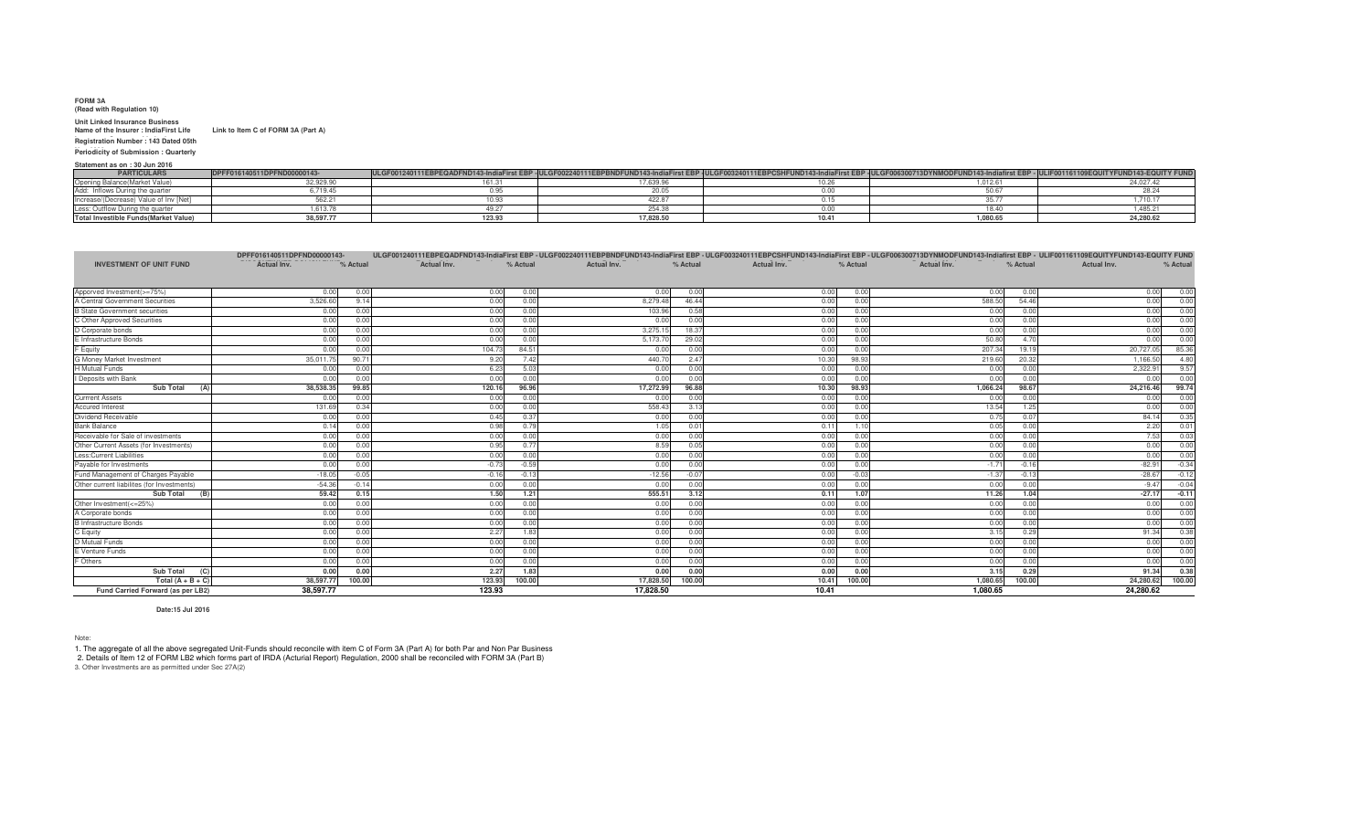**FORM 3A**
**(Read with Regulation 10)**

**Unit Linked Insurance Business**
**Name of the Insurer : IndiaFirst Life**　　**Link to Item C of FORM 3A (Part A)**
**Registration Number : 143 Dated 05th**
**Periodicity of Submission : Quarterly**

**Statement as on : 30 Jun 2016**

| PARTICULARS | DPFF016140511DPFND00000143- | ULGF001240111EBPEQADFND143-IndiaFirst EBP - | ULGF002240111EBPBNDFUND143-IndiaFirst EBP | ULGF003240111EBPCSHFUND143-IndiaFirst EBP | ULGF006300713DYNMODFUND143-Indiafirst EBP - | ULIF001161109EQUITYFUND143-EQUITY FUND |
|---|---|---|---|---|---|---|
| Opening Balance(Market Value) | 32,929.90 | 161.31 | 17,639.96 | 10.26 | 1,012.61 | 24,027.42 |
| Add: Inflows During the quarter | 6,719.45 | 0.95 | 20.05 | 0.00 | 50.67 | 28.24 |
| Increase/(Decrease) Value of Inv [Net] | 562.21 | 10.93 | 422.87 | 0.15 | 35.77 | 1,710.17 |
| Less: Outflow During the quarter | 1,613.78 | 49.27 | 254.38 | 0.00 | 18.40 | 1,485.21 |
| Total Investible Funds(Market Value) | 38,597.77 | 123.93 | 17,828.50 | 10.41 | 1,080.65 | 24,280.62 |

| INVESTMENT OF UNIT FUND | DPFF016140511DPFND00000143- | | ULGF001240111EBPEQADFND143-IndiaFirst EBP - | | ULGF002240111EBPBNDFUND143-IndiaFirst EBP | | ULGF003240111EBPCSHFUND143-IndiaFirst EBP | | ULGF006300713DYNMODFUND143-Indiafirst EBP - | | ULIF001161109EQUITYFUND143-EQUITY FUND | |
|---|---|---|---|---|---|---|---|---|---|---|---|---|
| | Actual Inv. | % Actual | Actual Inv. | % Actual | Actual Inv. | % Actual | Actual Inv. | % Actual | Actual Inv. | % Actual | Actual Inv. | % Actual |
| Apporved Investment(>=75%) | 0.00 | 0.00 | 0.00 | 0.00 | 0.00 | 0.00 | 0.00 | 0.00 | 0.00 | 0.00 | 0.00 | 0.00 |
| A Central Government Securities | 3,526.60 | 9.14 | 0.00 | 0.00 | 8,279.48 | 46.44 | 0.00 | 0.00 | 588.50 | 54.46 | 0.00 | 0.00 |
| B State Government securities | 0.00 | 0.00 | 0.00 | 0.00 | 103.96 | 0.58 | 0.00 | 0.00 | 0.00 | 0.00 | 0.00 | 0.00 |
| C Other Approved Securities | 0.00 | 0.00 | 0.00 | 0.00 | 0.00 | 0.00 | 0.00 | 0.00 | 0.00 | 0.00 | 0.00 | 0.00 |
| D Corporate bonds | 0.00 | 0.00 | 0.00 | 0.00 | 3,275.15 | 18.37 | 0.00 | 0.00 | 0.00 | 0.00 | 0.00 | 0.00 |
| E Infrastructure Bonds | 0.00 | 0.00 | 0.00 | 0.00 | 5,173.70 | 29.02 | 0.00 | 0.00 | 50.80 | 4.70 | 0.00 | 0.00 |
| F Equity | 0.00 | 0.00 | 104.73 | 84.51 | 0.00 | 0.00 | 0.00 | 0.00 | 207.34 | 19.19 | 20,727.05 | 85.36 |
| G Money Market Investment | 35,011.75 | 90.71 | 9.20 | 7.42 | 440.70 | 2.47 | 10.30 | 98.93 | 219.60 | 20.32 | 1,166.50 | 4.80 |
| H Mutual Funds | 0.00 | 0.00 | 6.23 | 5.03 | 0.00 | 0.00 | 0.00 | 0.00 | 0.00 | 0.00 | 2,322.91 | 9.57 |
| I Deposits with Bank | 0.00 | 0.00 | 0.00 | 0.00 | 0.00 | 0.00 | 0.00 | 0.00 | 0.00 | 0.00 | 0.00 | 0.00 |
| **Sub Total (A)** | **38,538.35** | **99.85** | **120.16** | **96.96** | **17,272.99** | **96.88** | **10.30** | **98.93** | **1,066.24** | **98.67** | **24,216.46** | **99.74** |
| Current Assets | 0.00 | 0.00 | 0.00 | 0.00 | 0.00 | 0.00 | 0.00 | 0.00 | 0.00 | 0.00 | 0.00 | 0.00 |
| Accured Interest | 131.69 | 0.34 | 0.00 | 0.00 | 558.43 | 3.13 | 0.00 | 0.00 | 13.54 | 1.25 | 0.00 | 0.00 |
| Dividend Receivable | 0.00 | 0.00 | 0.45 | 0.37 | 0.00 | 0.00 | 0.00 | 0.00 | 0.75 | 0.07 | 84.14 | 0.35 |
| Bank Balance | 0.14 | 0.00 | 0.98 | 0.79 | 1.05 | 0.01 | 0.11 | 1.10 | 0.05 | 0.00 | 2.20 | 0.01 |
| Receivable for Sale of investments | 0.00 | 0.00 | 0.00 | 0.00 | 0.00 | 0.00 | 0.00 | 0.00 | 0.00 | 0.00 | 7.53 | 0.03 |
| Other Current Assets (for Investments) | 0.00 | 0.00 | 0.95 | 0.77 | 8.59 | 0.05 | 0.00 | 0.00 | 0.00 | 0.00 | 0.00 | 0.00 |
| Less:Current Liabilities | 0.00 | 0.00 | 0.00 | 0.00 | 0.00 | 0.00 | 0.00 | 0.00 | 0.00 | 0.00 | 0.00 | 0.00 |
| Payable for Investments | 0.00 | 0.00 | -0.73 | -0.59 | 0.00 | 0.00 | 0.00 | 0.00 | -1.71 | -0.16 | -82.91 | -0.34 |
| Fund Management of Charges Payable | -18.05 | -0.05 | -0.16 | -0.13 | -12.56 | -0.07 | 0.00 | -0.03 | -1.37 | -0.13 | -28.67 | -0.12 |
| Other current liabilites (for Investments) | -54.36 | -0.14 | 0.00 | 0.00 | 0.00 | 0.00 | 0.00 | 0.00 | 0.00 | 0.00 | -9.47 | -0.04 |
| **Sub Total (B)** | **59.42** | **0.15** | **1.50** | **1.21** | **555.51** | **3.12** | **0.11** | **1.07** | **11.26** | **1.04** | **-27.17** | **-0.11** |
| Other Investment(<=25%) | 0.00 | 0.00 | 0.00 | 0.00 | 0.00 | 0.00 | 0.00 | 0.00 | 0.00 | 0.00 | 0.00 | 0.00 |
| A Corporate bonds | 0.00 | 0.00 | 0.00 | 0.00 | 0.00 | 0.00 | 0.00 | 0.00 | 0.00 | 0.00 | 0.00 | 0.00 |
| B Infrastructure Bonds | 0.00 | 0.00 | 0.00 | 0.00 | 0.00 | 0.00 | 0.00 | 0.00 | 0.00 | 0.00 | 0.00 | 0.00 |
| C Equity | 0.00 | 0.00 | 2.27 | 1.83 | 0.00 | 0.00 | 0.00 | 0.00 | 3.15 | 0.29 | 91.34 | 0.38 |
| D Mutual Funds | 0.00 | 0.00 | 0.00 | 0.00 | 0.00 | 0.00 | 0.00 | 0.00 | 0.00 | 0.00 | 0.00 | 0.00 |
| E Venture Funds | 0.00 | 0.00 | 0.00 | 0.00 | 0.00 | 0.00 | 0.00 | 0.00 | 0.00 | 0.00 | 0.00 | 0.00 |
| F Others | 0.00 | 0.00 | 0.00 | 0.00 | 0.00 | 0.00 | 0.00 | 0.00 | 0.00 | 0.00 | 0.00 | 0.00 |
| **Sub Total (C)** | **0.00** | **0.00** | **2.27** | **1.83** | **0.00** | **0.00** | **0.00** | **0.00** | **3.15** | **0.29** | **91.34** | **0.38** |
| **Total (A + B + C)** | **38,597.77** | **100.00** | **123.93** | **100.00** | **17,828.50** | **100.00** | **10.41** | **100.00** | **1,080.65** | **100.00** | **24,280.62** | **100.00** |
| **Fund Carried Forward (as per LB2)** | **38,597.77** | | **123.93** | | **17,828.50** | | **10.41** | | **1,080.65** | | **24,280.62** | |

**Date:15 Jul 2016**

Note:

1. The aggregate of all the above segregated Unit-Funds should reconcile with item C of Form 3A (Part A) for both Par and Non Par Business
2. Details of Item 12 of FORM LB2 which forms part of IRDA (Acturial Report) Regulation, 2000 shall be reconciled with FORM 3A (Part B)
3. Other Investments are as permitted under Sec 27A(2)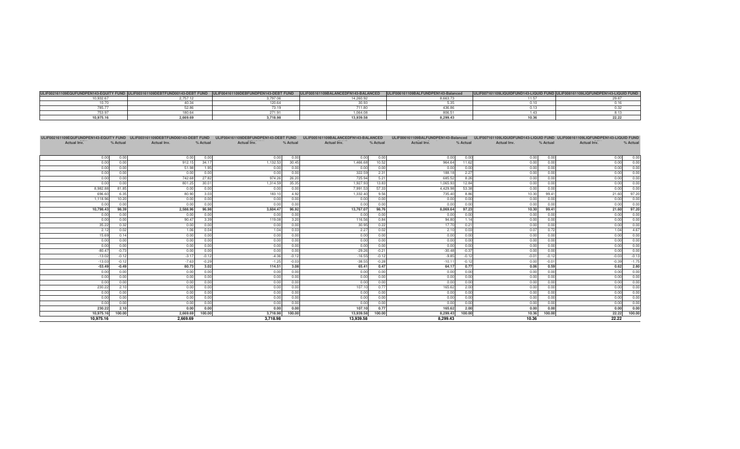| ULIF002161109EQUFUNDPEN143-EQUITY FUND | ULIF003161109DEBTFUND00143-DEBT FUND | ULIF004161109DEBFUNDPEN143-DEBT FUND | ULIF005161109BALANCEDFN143-BALANCED | ULIF006161109BALFUNDPEN143-Balanced | ULIF007161109LIQUIDFUND143-LIQUID FUND | ULIF008161109LIQFUNDPEN143-LIQUID FUND |
|---|---|---|---|---|---|---|
| 10,932.67 | 2,757.12 | 3,797.06 | 14,260.92 | 8,663.73 | 11.57 | 29.87 |
| 10.70 | 40.34 | 120.64 | 30.93 | 5.35 | 0.10 | 0.16 |
| 785.77 | 52.86 | 73.19 | 711.80 | 436.86 | 0.13 | 0.32 |
| 753.97 | 180.64 | 271.91 | 1,064.08 | 806.51 | 1.43 | 8.13 |
| **10,975.16** | **2,669.69** | **3,718.98** | **13,939.58** | **8,299.43** | **10.36** | **22.22** |

| ULIF002161109EQUFUNDPEN143-EQUITY FUND | | ULIF003161109DEBTFUND00143-DEBT FUND | | ULIF004161109DEBFUNDPEN143-DEBT FUND | | ULIF005161109BALANCEDFN143-BALANCED | | ULIF006161109BALFUNDPEN143-Balanced | | ULIF007161109LIQUIDFUND143-LIQUID FUND | | ULIF008161109LIQFUNDPEN143-LIQUID FUND | |
|---|---|---|---|---|---|---|---|---|---|---|---|---|---|
| Actual Inv. | % Actual | Actual Inv. | % Actual | Actual Inv. | % Actual | Actual Inv. | % Actual | Actual Inv. | % Actual | Actual Inv. | % Actual | Actual Inv. | % Actual |
| 0.00 | 0.00 | 0.00 | 0.00 | 0.00 | 0.00 | 0.00 | 0.00 | 0.00 | 0.00 | 0.00 | 0.00 | 0.00 | 0.00 |
| 0.00 | 0.00 | 912.15 | 34.17 | 1,132.53 | 30.45 | 1,466.68 | 10.52 | 964.64 | 11.62 | 0.00 | 0.00 | 0.00 | 0.00 |
| 0.00 | 0.00 | 51.98 | 1.95 | 0.00 | 0.00 | 0.00 | 0.00 | 0.00 | 0.00 | 0.00 | 0.00 | 0.00 | 0.00 |
| 0.00 | 0.00 | 0.00 | 0.00 | 0.00 | 0.00 | 322.59 | 2.31 | 188.18 | 2.27 | 0.00 | 0.00 | 0.00 | 0.00 |
| 0.00 | 0.00 | 742.68 | 27.82 | 974.26 | 26.20 | 725.94 | 5.21 | 685.52 | 8.26 | 0.00 | 0.00 | 0.00 | 0.00 |
| 0.00 | 0.00 | 801.25 | 30.01 | 1,314.59 | 35.35 | 1,927.93 | 13.83 | 1,065.93 | 12.84 | 0.00 | 0.00 | 0.00 | 0.00 |
| 8,982.88 | 81.85 | 0.00 | 0.00 | 0.00 | 0.00 | 7,991.53 | 57.33 | 4,429.98 | 53.38 | 0.00 | 0.00 | 0.00 | 0.00 |
| 696.60 | 6.35 | 80.90 | 3.03 | 183.10 | 4.92 | 1,332.40 | 9.56 | 735.40 | 8.86 | 10.30 | 99.41 | 21.60 | 97.20 |
| 1,118.96 | 10.20 | 0.00 | 0.00 | 0.00 | 0.00 | 0.00 | 0.00 | 0.00 | 0.00 | 0.00 | 0.00 | 0.00 | 0.00 |
| 0.00 | 0.00 | 0.00 | 0.00 | 0.00 | 0.00 | 0.00 | 0.00 | 0.00 | 0.00 | 0.00 | 0.00 | 0.00 | 0.00 |
| **10,798.43** | **98.39** | **2,588.96** | **96.98** | **3,604.47** | **96.92** | **13,767.07** | **98.76** | **8,069.64** | **97.23** | **10.30** | **99.41** | **21.60** | **97.20** |
| 0.00 | 0.00 | 0.00 | 0.00 | 0.00 | 0.00 | 0.00 | 0.00 | 0.00 | 0.00 | 0.00 | 0.00 | 0.00 | 0.00 |
| 0.00 | 0.00 | 90.47 | 3.39 | 119.08 | 3.20 | 116.56 | 0.84 | 94.80 | 1.14 | 0.00 | 0.00 | 0.00 | 0.00 |
| 35.22 | 0.32 | 0.00 | 0.00 | 0.00 | 0.00 | 30.95 | 0.22 | 17.70 | 0.21 | 0.00 | 0.00 | 0.00 | 0.00 |
| 2.12 | 0.02 | 1.06 | 0.04 | 1.04 | 0.03 | 2.27 | 0.02 | 2.10 | 0.03 | 0.07 | 0.72 | 1.04 | 4.67 |
| 15.69 | 0.14 | 0.00 | 0.00 | 0.00 | 0.00 | 0.00 | 0.00 | 0.00 | 0.00 | 0.00 | 0.00 | 0.00 | 0.00 |
| 0.00 | 0.00 | 0.00 | 0.00 | 0.00 | 0.00 | 0.00 | 0.00 | 0.00 | 0.00 | 0.00 | 0.00 | 0.00 | 0.00 |
| 0.00 | 0.00 | 0.00 | 0.00 | 0.00 | 0.00 | 0.00 | 0.00 | 0.00 | 0.00 | 0.00 | 0.00 | 0.00 | 0.00 |
| -80.47 | -0.73 | 0.00 | 0.00 | 0.00 | 0.00 | -29.26 | -0.21 | -30.48 | -0.37 | 0.00 | 0.00 | 0.00 | 0.00 |
| -13.02 | -0.12 | -3.17 | -0.12 | -4.36 | -0.12 | -16.55 | -0.12 | -9.85 | -0.12 | -0.01 | -0.12 | -0.03 | -0.13 |
| -13.03 | -0.12 | -7.63 | -0.29 | -1.25 | -0.03 | -38.55 | -0.28 | -10.11 | -0.12 | 0.00 | -0.01 | -0.39 | -1.75 |
| **-53.49** | **-0.49** | **80.73** | **3.02** | **114.51** | **3.08** | **65.41** | **0.47** | **64.17** | **0.77** | **0.06** | **0.59** | **0.62** | **2.80** |
| 0.00 | 0.00 | 0.00 | 0.00 | 0.00 | 0.00 | 0.00 | 0.00 | 0.00 | 0.00 | 0.00 | 0.00 | 0.00 | 0.00 |
| 0.00 | 0.00 | 0.00 | 0.00 | 0.00 | 0.00 | 0.00 | 0.00 | 0.00 | 0.00 | 0.00 | 0.00 | 0.00 | 0.00 |
| 0.00 | 0.00 | 0.00 | 0.00 | 0.00 | 0.00 | 0.00 | 0.00 | 0.00 | 0.00 | 0.00 | 0.00 | 0.00 | 0.00 |
| 230.22 | 2.10 | 0.00 | 0.00 | 0.00 | 0.00 | 107.10 | 0.77 | 165.62 | 2.00 | 0.00 | 0.00 | 0.00 | 0.00 |
| 0.00 | 0.00 | 0.00 | 0.00 | 0.00 | 0.00 | 0.00 | 0.00 | 0.00 | 0.00 | 0.00 | 0.00 | 0.00 | 0.00 |
| 0.00 | 0.00 | 0.00 | 0.00 | 0.00 | 0.00 | 0.00 | 0.00 | 0.00 | 0.00 | 0.00 | 0.00 | 0.00 | 0.00 |
| 0.00 | 0.00 | 0.00 | 0.00 | 0.00 | 0.00 | 0.00 | 0.00 | 0.00 | 0.00 | 0.00 | 0.00 | 0.00 | 0.00 |
| **230.22** | **2.10** | **0.00** | **0.00** | **0.00** | **0.00** | **107.10** | **0.77** | **165.62** | **2.00** | **0.00** | **0.00** | **0.00** | **0.00** |
| **10,975.16** | **100.00** | **2,669.69** | **100.00** | **3,718.98** | **100.00** | **13,939.58** | **100.00** | **8,299.43** | **100.00** | **10.36** | **100.00** | **22.22** | **100.00** |
| **10,975.16** | | **2,669.69** | | **3,718.98** | | **13,939.58** | | **8,299.43** | | **10.36** | | **22.22** | |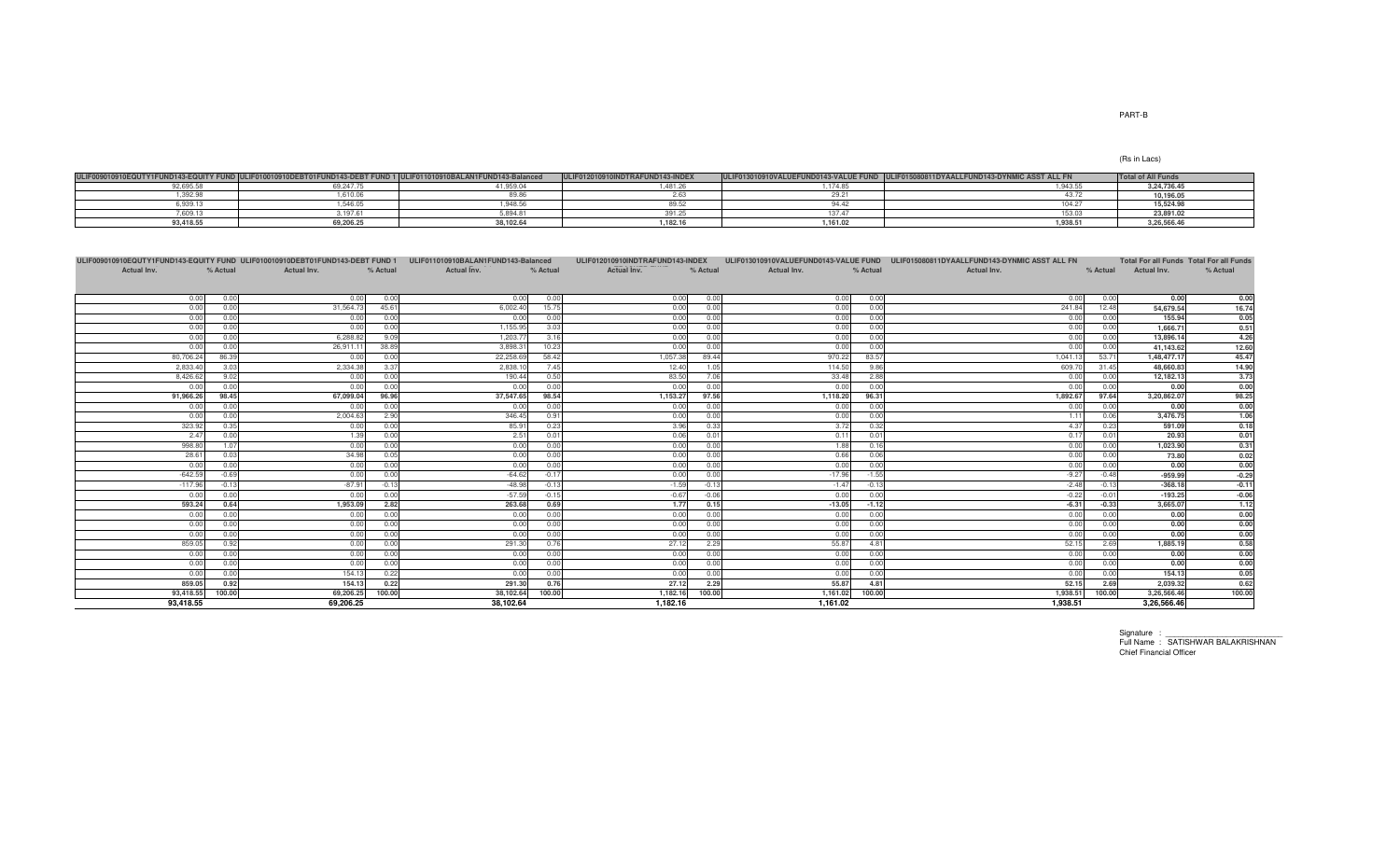PART-B

(Rs in Lacs)

| ULIF009010910EQUTY1FUND143-EQUITY FUND | ULIF010010910DEBT01FUND143-DEBT FUND 1 | ULIF011010910BALAN1FUND143-Balanced | ULIF012010910INDTRAFUND143-INDEX | ULIF013010910VALUEFUND0143-VALUE FUND | ULIF015080811DYAALLFUND143-DYNMIC ASST ALL FN | Total of All Funds |
|---|---|---|---|---|---|---|
| 92,695.58 | 69,247.75 | 41,959.04 | 1,481.26 | 1,174.85 | 1,943.55 | 3,24,736.45 |
| 1,392.98 | 1,610.06 | 89.86 | 2.63 | 29.21 | 43.72 | 10,196.05 |
| 6,939.13 | 1,546.05 | 1,948.56 | 89.52 | 94.42 | 104.27 | 15,524.98 |
| 7,609.13 | 3,197.61 | 5,894.81 | 391.25 | 137.47 | 153.03 | 23,891.02 |
| 93,418.55 | 69,206.25 | 38,102.64 | 1,182.16 | 1,161.02 | 1,938.51 | 3,26,566.46 |

| ULIF009010910EQUTY1FUND143-EQUITY FUND | | ULIF010010910DEBT01FUND143-DEBT FUND 1 | | ULIF011010910BALAN1FUND143-Balanced | | ULIF012010910INDTRAFUND143-INDEX | | ULIF013010910VALUEFUND0143-VALUE FUND | | ULIF015080811DYAALLFUND143-DYNMIC ASST ALL FN | | Total For all Funds | Total For all Funds |
|---|---|---|---|---|---|---|---|---|---|---|---|---|---|
| Actual Inv. | % Actual | Actual Inv. | % Actual | Actual Inv. | % Actual | Actual Inv. | % Actual | Actual Inv. | % Actual | Actual Inv. | % Actual | Actual Inv. | % Actual |
| 0.00 | 0.00 | 0.00 | 0.00 | 0.00 | 0.00 | 0.00 | 0.00 | 0.00 | 0.00 | 0.00 | 0.00 | 0.00 | 0.00 |
| 0.00 | 0.00 | 31,564.73 | 45.61 | 6,002.40 | 15.75 | 0.00 | 0.00 | 0.00 | 0.00 | 241.84 | 12.48 | 54,679.54 | 16.74 |
| 0.00 | 0.00 | 0.00 | 0.00 | 0.00 | 0.00 | 0.00 | 0.00 | 0.00 | 0.00 | 0.00 | 0.00 | 155.94 | 0.05 |
| 0.00 | 0.00 | 0.00 | 0.00 | 1,155.95 | 3.03 | 0.00 | 0.00 | 0.00 | 0.00 | 0.00 | 0.00 | 1,666.71 | 0.51 |
| 0.00 | 0.00 | 6,288.82 | 9.09 | 1,203.77 | 3.16 | 0.00 | 0.00 | 0.00 | 0.00 | 0.00 | 0.00 | 13,896.14 | 4.26 |
| 0.00 | 0.00 | 26,911.11 | 38.89 | 3,898.31 | 10.23 | 0.00 | 0.00 | 0.00 | 0.00 | 0.00 | 0.00 | 41,143.62 | 12.60 |
| 80,706.24 | 86.39 | 0.00 | 0.00 | 22,258.69 | 58.42 | 1,057.38 | 89.44 | 970.22 | 83.57 | 1,041.13 | 53.71 | 1,48,477.17 | 45.47 |
| 2,833.40 | 3.03 | 2,334.38 | 3.37 | 2,838.10 | 7.45 | 12.40 | 1.05 | 114.50 | 9.86 | 609.70 | 31.45 | 48,660.83 | 14.90 |
| 8,426.62 | 9.02 | 0.00 | 0.00 | 190.44 | 0.50 | 83.50 | 7.06 | 33.48 | 2.88 | 0.00 | 0.00 | 12,182.13 | 3.73 |
| 0.00 | 0.00 | 0.00 | 0.00 | 0.00 | 0.00 | 0.00 | 0.00 | 0.00 | 0.00 | 0.00 | 0.00 | 0.00 | 0.00 |
| 91,966.26 | 98.45 | 67,099.04 | 96.96 | 37,547.65 | 98.54 | 1,153.27 | 97.56 | 1,118.20 | 96.31 | 1,892.67 | 97.64 | 3,20,862.07 | 98.25 |
| 0.00 | 0.00 | 0.00 | 0.00 | 0.00 | 0.00 | 0.00 | 0.00 | 0.00 | 0.00 | 0.00 | 0.00 | 0.00 | 0.00 |
| 0.00 | 0.00 | 2,004.63 | 2.90 | 346.45 | 0.91 | 0.00 | 0.00 | 0.00 | 0.00 | 1.11 | 0.06 | 3,476.75 | 1.06 |
| 323.92 | 0.35 | 0.00 | 0.00 | 85.91 | 0.23 | 3.96 | 0.33 | 3.72 | 0.32 | 4.37 | 0.23 | 591.09 | 0.18 |
| 2.47 | 0.00 | 1.39 | 0.00 | 2.51 | 0.01 | 0.06 | 0.01 | 0.11 | 0.01 | 0.17 | 0.01 | 20.93 | 0.01 |
| 998.80 | 1.07 | 0.00 | 0.00 | 0.00 | 0.00 | 0.00 | 0.00 | 1.88 | 0.16 | 0.00 | 0.00 | 1,023.90 | 0.31 |
| 28.61 | 0.03 | 34.98 | 0.05 | 0.00 | 0.00 | 0.00 | 0.00 | 0.66 | 0.06 | 0.00 | 0.00 | 73.80 | 0.02 |
| 0.00 | 0.00 | 0.00 | 0.00 | 0.00 | 0.00 | 0.00 | 0.00 | 0.00 | 0.00 | 0.00 | 0.00 | 0.00 | 0.00 |
| -642.59 | -0.69 | 0.00 | 0.00 | -64.62 | -0.17 | 0.00 | 0.00 | -17.96 | -1.55 | -9.27 | -0.48 | -959.99 | -0.29 |
| -117.96 | -0.13 | -87.91 | -0.13 | -48.98 | -0.13 | -1.59 | -0.13 | -1.47 | -0.13 | -2.48 | -0.13 | -368.18 | -0.11 |
| 0.00 | 0.00 | 0.00 | 0.00 | -57.59 | -0.15 | -0.67 | -0.06 | 0.00 | 0.00 | -0.22 | -0.01 | -193.25 | -0.06 |
| 593.24 | 0.64 | 1,953.09 | 2.82 | 263.68 | 0.69 | 1.77 | 0.15 | -13.05 | -1.12 | -6.31 | -0.33 | 3,665.07 | 1.12 |
| 0.00 | 0.00 | 0.00 | 0.00 | 0.00 | 0.00 | 0.00 | 0.00 | 0.00 | 0.00 | 0.00 | 0.00 | 0.00 | 0.00 |
| 0.00 | 0.00 | 0.00 | 0.00 | 0.00 | 0.00 | 0.00 | 0.00 | 0.00 | 0.00 | 0.00 | 0.00 | 0.00 | 0.00 |
| 0.00 | 0.00 | 0.00 | 0.00 | 0.00 | 0.00 | 0.00 | 0.00 | 0.00 | 0.00 | 0.00 | 0.00 | 0.00 | 0.00 |
| 859.05 | 0.92 | 0.00 | 0.00 | 291.30 | 0.76 | 27.12 | 2.29 | 55.87 | 4.81 | 52.15 | 2.69 | 1,885.19 | 0.58 |
| 0.00 | 0.00 | 0.00 | 0.00 | 0.00 | 0.00 | 0.00 | 0.00 | 0.00 | 0.00 | 0.00 | 0.00 | 0.00 | 0.00 |
| 0.00 | 0.00 | 0.00 | 0.00 | 0.00 | 0.00 | 0.00 | 0.00 | 0.00 | 0.00 | 0.00 | 0.00 | 0.00 | 0.00 |
| 0.00 | 0.00 | 154.13 | 0.22 | 0.00 | 0.00 | 0.00 | 0.00 | 0.00 | 0.00 | 0.00 | 0.00 | 154.13 | 0.05 |
| 859.05 | 0.92 | 154.13 | 0.22 | 291.30 | 0.76 | 27.12 | 2.29 | 55.87 | 4.81 | 52.15 | 2.69 | 2,039.32 | 0.62 |
| 93,418.55 | 100.00 | 69,206.25 | 100.00 | 38,102.64 | 100.00 | 1,182.16 | 100.00 | 1,161.02 | 100.00 | 1,938.51 | 100.00 | 3,26,566.46 | 100.00 |
| 93,418.55 | | 69,206.25 | | 38,102.64 | | 1,182.16 | | 1,161.02 | | 1,938.51 | | 3,26,566.46 | |

Signature :

Full Name : SATISHWAR BALAKRISHNAN

Chief Financial Officer